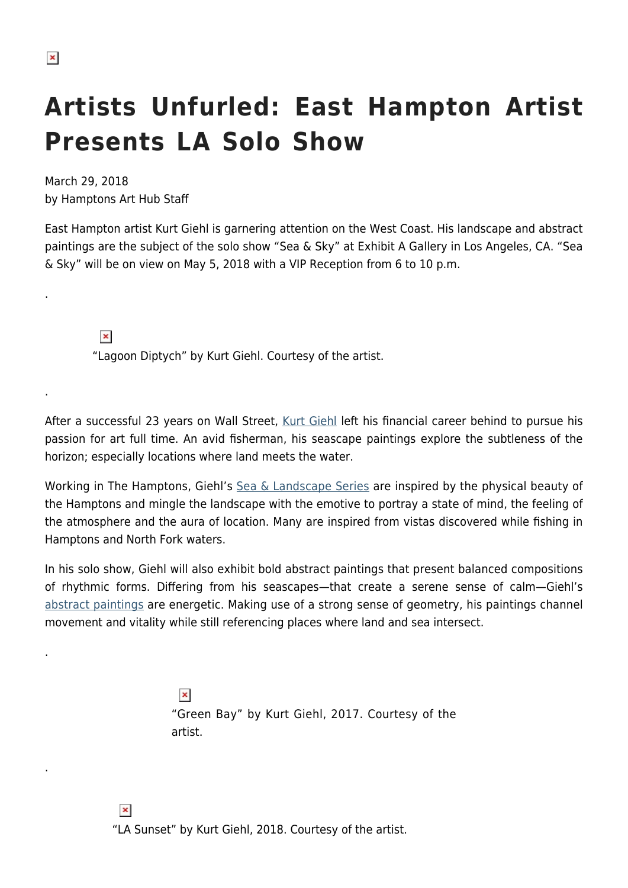# Artists Unfurled: East Hampton Artist Presents LA Solo Show

March 29, 2018
by Hamptons Art Hub Staff

East Hampton artist Kurt Giehl is garnering attention on the West Coast. His landscape and abstract paintings are the subject of the solo show "Sea & Sky" at Exhibit A Gallery in Los Angeles, CA. "Sea & Sky" will be on view on May 5, 2018 with a VIP Reception from 6 to 10 p.m.

.

"Lagoon Diptych" by Kurt Giehl. Courtesy of the artist.

.

After a successful 23 years on Wall Street, Kurt Giehl left his financial career behind to pursue his passion for art full time. An avid fisherman, his seascape paintings explore the subtleness of the horizon; especially locations where land meets the water.

Working in The Hamptons, Giehl's Sea & Landscape Series are inspired by the physical beauty of the Hamptons and mingle the landscape with the emotive to portray a state of mind, the feeling of the atmosphere and the aura of location. Many are inspired from vistas discovered while fishing in Hamptons and North Fork waters.

In his solo show, Giehl will also exhibit bold abstract paintings that present balanced compositions of rhythmic forms. Differing from his seascapes—that create a serene sense of calm—Giehl's abstract paintings are energetic. Making use of a strong sense of geometry, his paintings channel movement and vitality while still referencing places where land and sea intersect.

.

"Green Bay" by Kurt Giehl, 2017. Courtesy of the artist.

.

"LA Sunset" by Kurt Giehl, 2018. Courtesy of the artist.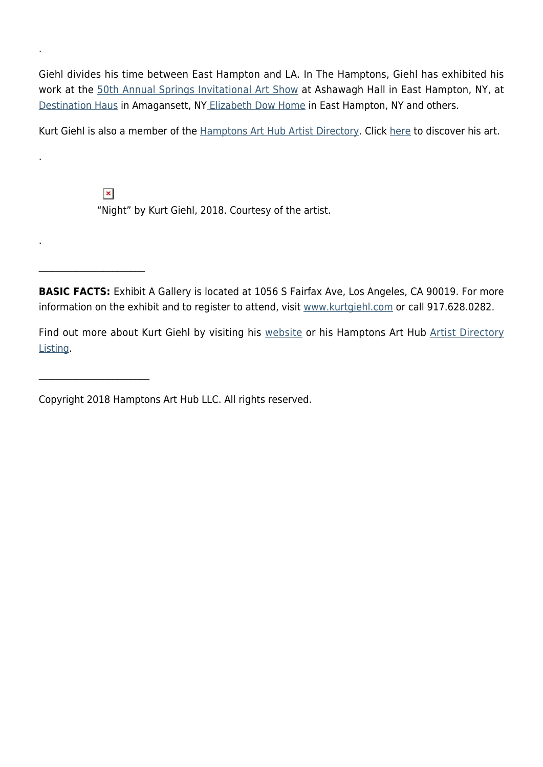.

Giehl divides his time between East Hampton and LA. In The Hamptons, Giehl has exhibited his work at the 50th Annual Springs Invitational Art Show at Ashawagh Hall in East Hampton, NY, at Destination Haus in Amagansett, NY Elizabeth Dow Home in East Hampton, NY and others.

Kurt Giehl is also a member of the Hamptons Art Hub Artist Directory. Click here to discover his art.

.

"Night" by Kurt Giehl, 2018. Courtesy of the artist.

.

_____________________

**BASIC FACTS:** Exhibit A Gallery is located at 1056 S Fairfax Ave, Los Angeles, CA 90019. For more information on the exhibit and to register to attend, visit www.kurtgiehl.com or call 917.628.0282.

Find out more about Kurt Giehl by visiting his website or his Hamptons Art Hub Artist Directory Listing.

_____________________

Copyright 2018 Hamptons Art Hub LLC. All rights reserved.